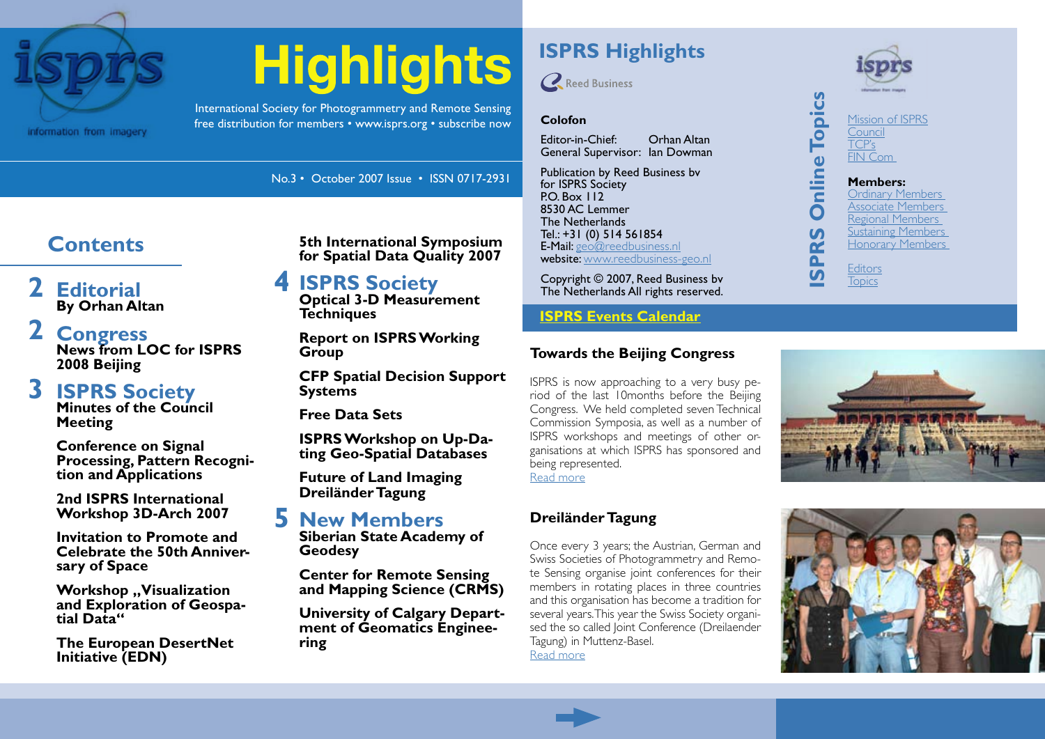# Highlights

International Society for Photogrammetry and Remote Sensing
free distribution for members • www.isprs.org • subscribe now

No.3 • October 2007 Issue • ISSN 0717-2931

## Contents

**2 Editorial**
By Orhan Altan

**2 Congress**
News from LOC for ISPRS 2008 Beijing

**3 ISPRS Society**
Minutes of the Council Meeting

Conference on Signal Processing, Pattern Recognition and Applications

2nd ISPRS International Workshop 3D-Arch 2007

Invitation to Promote and Celebrate the 50th Anniversary of Space

Workshop „Visualization and Exploration of Geospatial Data“

The European DesertNet Initiative (EDN)

5th International Symposium for Spatial Data Quality 2007

**4 ISPRS Society**
Optical 3-D Measurement Techniques

Report on ISPRS Working Group

CFP Spatial Decision Support Systems

Free Data Sets

ISPRS Workshop on Up-Dating Geo-Spatial Databases

Future of Land Imaging

Dreiländer Tagung

**5 New Members**
Siberian State Academy of Geodesy

Center for Remote Sensing and Mapping Science (CRMS)

University of Calgary Department of Geomatics Engineering

## ISPRS Highlights

Reed Business

### Colofon

Editor-in-Chief: Orhan Altan
General Supervisor: Ian Dowman

Publication by Reed Business bv
for ISPRS Society
P.O. Box 112
8530 AC Lemmer
The Netherlands
Tel.: +31 (0) 514 561854
E-Mail: geo@reedbusiness.nl
website: www.reedbusiness-geo.nl

Copyright © 2007, Reed Business bv
The Netherlands All rights reserved.

### ISPRS Online Topics

Mission of ISPRS
Council
TCP's
FIN Com

**Members:**
Ordinary Members
Associate Members
Regional Members
Sustaining Members
Honorary Members

Editors
Topics

**ISPRS Events Calendar**

### Towards the Beijing Congress

ISPRS is now approaching to a very busy period of the last 10months before the Beijing Congress. We held completed seven Technical Commission Symposia, as well as a number of ISPRS workshops and meetings of other organisations at which ISPRS has sponsored and being represented.
Read more

### Dreiländer Tagung

Once every 3 years; the Austrian, German and Swiss Societies of Photogrammetry and Remote Sensing organise joint conferences for their members in rotating places in three countries and this organisation has become a tradition for several years. This year the Swiss Society organised the so called Joint Conference (Dreilaender Tagung) in Muttenz-Basel.
Read more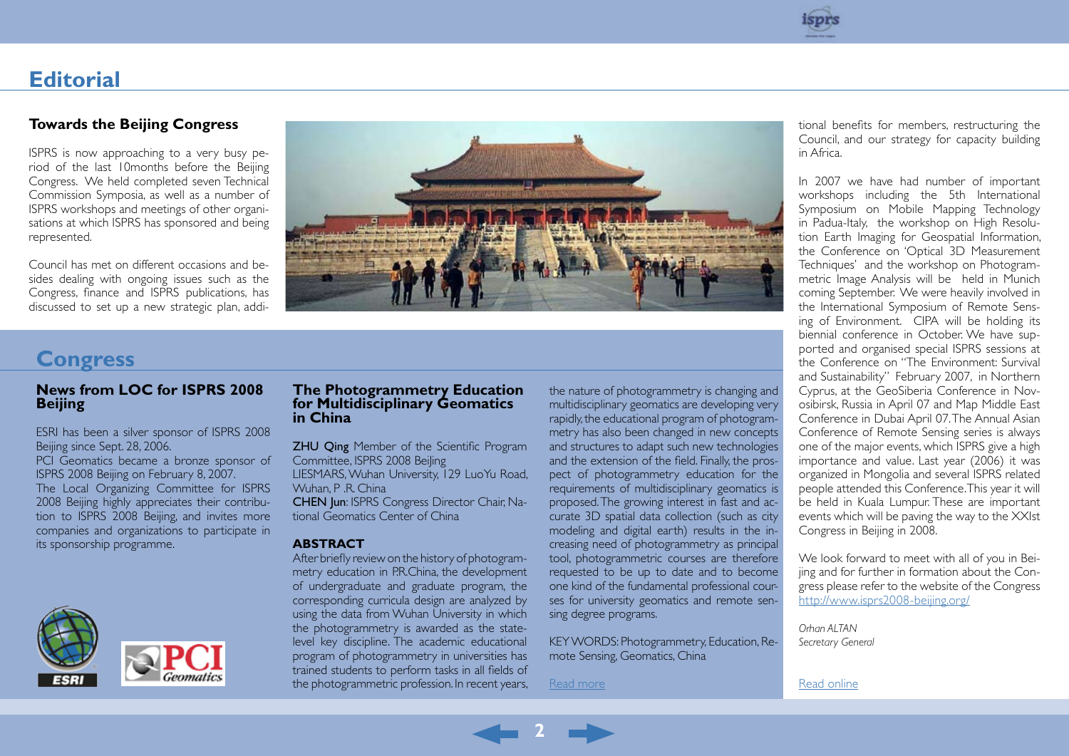# Editorial

## Towards the Beijing Congress

ISPRS is now approaching to a very busy period of the last 10months before the Beijing Congress. We held completed seven Technical Commission Symposia, as well as a number of ISPRS workshops and meetings of other organisations at which ISPRS has sponsored and being represented.

Council has met on different occasions and besides dealing with ongoing issues such as the Congress, finance and ISPRS publications, has discussed to set up a new strategic plan, additional benefits for members, restructuring the Council, and our strategy for capacity building in Africa.

In 2007 we have had number of important workshops including the 5th International Symposium on Mobile Mapping Technology in Padua-Italy, the workshop on High Resolution Earth Imaging for Geospatial Information, the Conference on 'Optical 3D Measurement Techniques' and the workshop on Photogrammetric Image Analysis will be held in Munich coming September. We were heavily involved in the International Symposium of Remote Sensing of Environment. CIPA will be holding its biennial conference in October. We have supported and organised special ISPRS sessions at the Conference on "The Environment: Survival and Sustainability" February 2007, in Northern Cyprus, at the GeoSiberia Conference in Novosibirsk, Russia in April 07 and Map Middle East Conference in Dubai April 07. The Annual Asian Conference of Remote Sensing series is always one of the major events, which ISPRS give a high importance and value. Last year (2006) it was organized in Mongolia and several ISPRS related people attended this Conference. This year it will be held in Kuala Lumpur. These are important events which will be paving the way to the XXIst Congress in Beijing in 2008.

We look forward to meet with all of you in Beijing and for further in formation about the Congress please refer to the website of the Congress http://www.isprs2008-beijing.org/

*Orhan ALTAN*
*Secretary General*

Read online

# Congress

## News from LOC for ISPRS 2008 Beijing

ESRI has been a silver sponsor of ISPRS 2008 Beijing since Sept. 28, 2006.
PCI Geomatics became a bronze sponsor of ISPRS 2008 Beijing on February 8, 2007.
The Local Organizing Committee for ISPRS 2008 Beijing highly appreciates their contribution to ISPRS 2008 Beijing, and invites more companies and organizations to participate in its sponsorship programme.

## The Photogrammetry Education for Multidisciplinary Geomatics in China

**ZHU Qing** Member of the Scientific Program Committee, ISPRS 2008 Beijing
LIESMARS, Wuhan University, 129 LuoYu Road, Wuhan, P .R. China
**CHEN Jun**: ISPRS Congress Director Chair, National Geomatics Center of China

### ABSTRACT

After briefly review on the history of photogrammetry education in P.R.China, the development of undergraduate and graduate program, the corresponding curricula design are analyzed by using the data from Wuhan University in which the photogrammetry is awarded as the state-level key discipline. The academic educational program of photogrammetry in universities has trained students to perform tasks in all fields of the photogrammetric profession. In recent years, the nature of photogrammetry is changing and multidisciplinary geomatics are developing very rapidly, the educational program of photogrammetry has also been changed in new concepts and structures to adapt such new technologies and the extension of the field. Finally, the prospect of photogrammetry education for the requirements of multidisciplinary geomatics is proposed. The growing interest in fast and accurate 3D spatial data collection (such as city modeling and digital earth) results in the increasing need of photogrammetry as principal tool, photogrammetric courses are therefore requested to be up to date and to become one kind of the fundamental professional courses for university geomatics and remote sensing degree programs.

KEY WORDS: Photogrammetry, Education, Remote Sensing, Geomatics, China

Read more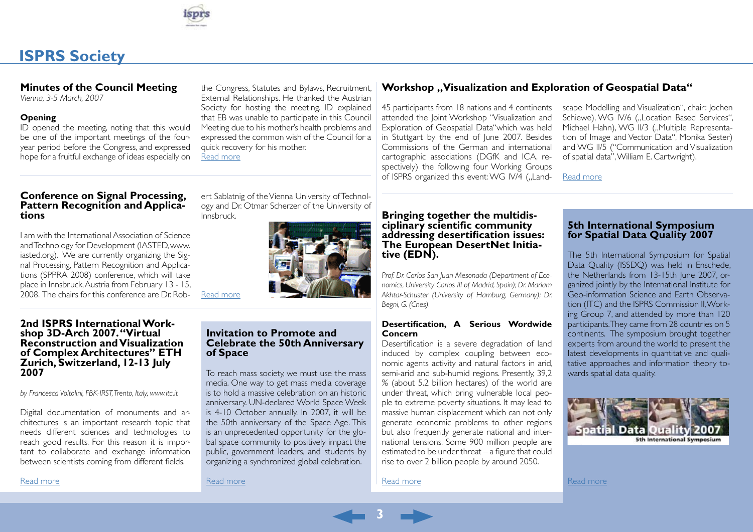# ISPRS Society

## Minutes of the Council Meeting

*Vienna, 3-5 March, 2007*

### Opening

ID opened the meeting, noting that this would be one of the important meetings of the four-year period before the Congress, and expressed hope for a fruitful exchange of ideas especially on the Congress, Statutes and Bylaws, Recruitment, External Relationships. He thanked the Austrian Society for hosting the meeting. ID explained that EB was unable to participate in this Council Meeting due to his mother's health problems and expressed the common wish of the Council for a quick recovery for his mother.

Read more

## Conference on Signal Processing, Pattern Recognition and Applications

I am with the International Association of Science and Technology for Development (IASTED, www.iasted.org). We are currently organizing the Signal Processing, Pattern Recognition and Applications (SPPRA 2008) conference, which will take place in Innsbruck, Austria from February 13 - 15, 2008. The chairs for this conference are Dr. Robert Sablatnig of the Vienna University of Technology and Dr. Otmar Scherzer of the University of Innsbruck.

Read more

## 2nd ISPRS International Workshop 3D-Arch 2007. "Virtual Reconstruction and Visualization of Complex Architectures" ETH Zurich, Switzerland, 12-13 July 2007

*by Francesca Voltolini, FBK-IRST, Trento, Italy, www.itc.it*

Digital documentation of monuments and architectures is an important research topic that needs different sciences and technologies to reach good results. For this reason it is important to collaborate and exchange information between scientists coming from different fields.

Read more

## Invitation to Promote and Celebrate the 50th Anniversary of Space

To reach mass society, we must use the mass media. One way to get mass media coverage is to hold a massive celebration on an historic anniversary. UN-declared World Space Week is 4-10 October annually. In 2007, it will be the 50th anniversary of the Space Age. This is an unprecedented opportunity for the global space community to positively impact the public, government leaders, and students by organizing a synchronized global celebration.

Read more

## Workshop „Visualization and Exploration of Geospatial Data"

45 participants from 18 nations and 4 continents attended the Joint Workshop "Visualization and Exploration of Geospatial Data"which was held in Stuttgart by the end of June 2007. Besides Commissions of the German and international cartographic associations (DGfK and ICA, respectively) the following four Working Groups of ISPRS organized this event: WG IV/4 („Landscape Modelling and Visualization", chair: Jochen Schiewe), WG IV/6 („Location Based Services", Michael Hahn), WG II/3 („Multiple Representation of Image and Vector Data", Monika Sester) and WG II/5 ("Communication and Visualization of spatial data", William E. Cartwright).

Read more

## Bringing together the multidisciplinary scientific community addressing desertification issues: The European DesertNet Initiative (EDN).

*Prof. Dr. Carlos San Juan Mesonada (Department of Economics, University Carlos III of Madrid, Spain); Dr. Mariam Akhtar-Schuster (University of Hamburg, Germany); Dr. Begni, G. (Cnes).*

### Desertification, A Serious Wordwide Concern

Desertification is a severe degradation of land induced by complex coupling between economic agents activity and natural factors in arid, semi-arid and sub-humid regions. Presently, 39,2 % (about 5.2 billion hectares) of the world are under threat, which bring vulnerable local people to extreme poverty situations. It may lead to massive human displacement which can not only generate economic problems to other regions but also frequently generate national and international tensions. Some 900 million people are estimated to be under threat – a figure that could rise to over 2 billion people by around 2050.

Read more

## 5th International Symposium for Spatial Data Quality 2007

The 5th International Symposium for Spatial Data Quality (ISSDQ) was held in Enschede, the Netherlands from 13-15th June 2007, organized jointly by the International Institute for Geo-information Science and Earth Observation (ITC) and the ISPRS Commission II, Working Group 7, and attended by more than 120 participants. They came from 28 countries on 5 continents. The symposium brought together experts from around the world to present the latest developments in quantitative and qualitative approaches and information theory towards spatial data quality.

Read more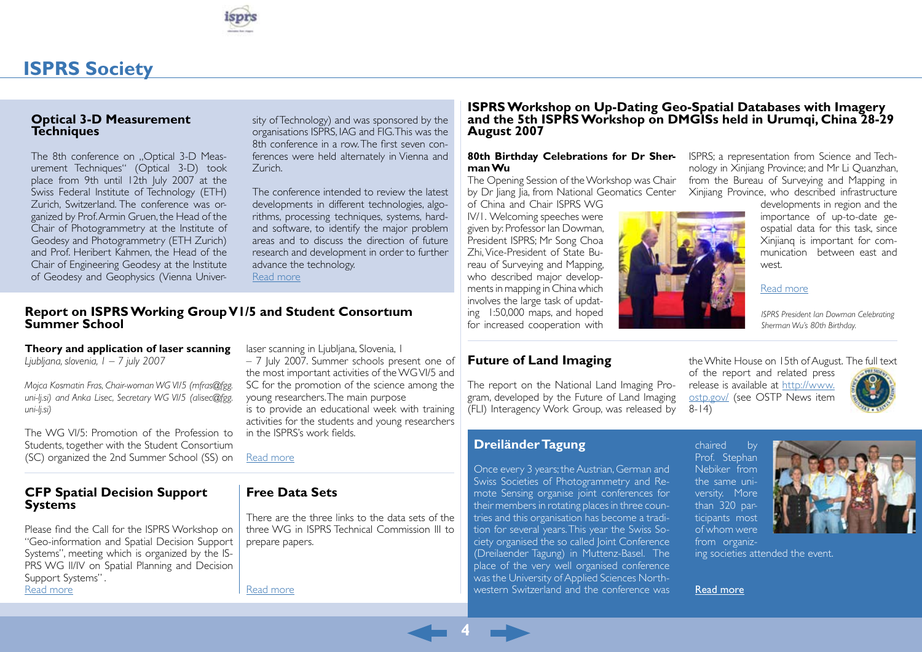# ISPRS Society

## Optical 3-D Measurement Techniques

The 8th conference on „Optical 3-D Measurement Techniques" (Optical 3-D) took place from 9th until 12th July 2007 at the Swiss Federal Institute of Technology (ETH) Zurich, Switzerland. The conference was organized by Prof. Armin Gruen, the Head of the Chair of Photogrammetry at the Institute of Geodesy and Photogrammetry (ETH Zurich) and Prof. Heribert Kahmen, the Head of the Chair of Engineering Geodesy at the Institute of Geodesy and Geophysics (Vienna University of Technology) and was sponsored by the organisations ISPRS, IAG and FIG. This was the 8th conference in a row. The first seven conferences were held alternately in Vienna and Zurich.

The conference intended to review the latest developments in different technologies, algorithms, processing techniques, systems, hard- and software, to identify the major problem areas and to discuss the direction of future research and development in order to further advance the technology.

Read more

## Report on ISPRS Working Group VI/5 and Student Consortıum Summer School

**Theory and application of laser scanning**

*Ljubljana, slovenia, 1 – 7 july 2007*

*Mojca Kosmatin Fras, Chair-woman WG VI/5 (mfras@fgg.uni-lj.si) and Anka Lisec, Secretary WG VI/5 (alisec@fgg.uni-lj.si)*

The WG VI/5: Promotion of the Profession to Students, together with the Student Consortium (SC) organized the 2nd Summer School (SS) on laser scanning in Ljubljana, Slovenia, 1 – 7 July 2007. Summer schools present one of the most important activities of the WG VI/5 and SC for the promotion of the science among the young researchers. The main purpose is to provide an educational week with training activities for the students and young researchers in the ISPRS's work fields.

Read more

## CFP Spatial Decision Support Systems

Please find the Call for the ISPRS Workshop on "Geo-information and Spatial Decision Support Systems", meeting which is organized by the ISPRS WG II/IV on Spatial Planning and Decision Support Systems".

Read more

## Free Data Sets

There are the three links to the data sets of the three WG in ISPRS Technical Commission III to prepare papers.

Read more

## ISPRS Workshop on Up-Dating Geo-Spatial Databases with Imagery and the 5th ISPRS Workshop on DMGISs held in Urumqi, China 28-29 August 2007

**80th Birthday Celebrations for Dr Sherman Wu**

The Opening Session of the Workshop was Chair by Dr Jiang Jia, from National Geomatics Center of China and Chair ISPRS WG IV/1. Welcoming speeches were given by: Professor Ian Dowman, President ISPRS; Mr Song Choa Zhi, Vice-President of State Bureau of Surveying and Mapping, who described major developments in mapping in China which involves the large task of updating 1:50,000 maps, and hoped for increased cooperation with ISPRS; a representation from Science and Technology in Xinjiang Province; and Mr Li Quanzhan, from the Bureau of Surveying and Mapping in Xinjiang Province, who described infrastructure developments in region and the importance of up-to-date geospatial data for this task, since Xinjianq is important for communication between east and west.

Read more

*ISPRS President Ian Dowman Celebrating Sherman Wu's 80th Birthday.*

## Future of Land Imaging

The report on the National Land Imaging Program, developed by the Future of Land Imaging (FLI) Interagency Work Group, was released by the White House on 15th of August. The full text of the report and related press release is available at http://www.ostp.gov/ (see OSTP News item 8-14)

## Dreiländer Tagung

Once every 3 years, the Austrian, German and Swiss Societies of Photogrammetry and Remote Sensing organise joint conferences for their members in rotating places in three countries and this organisation has become a tradition for several years. This year the Swiss Society organised the so called Joint Conference (Dreilaender Tagung) in Muttenz-Basel. The place of the very well organised conference was the University of Applied Sciences Northwestern Switzerland and the conference was chaired by Prof. Stephan Nebiker from the same university. More than 320 participants most of whom were from organizing societies attended the event.

Read more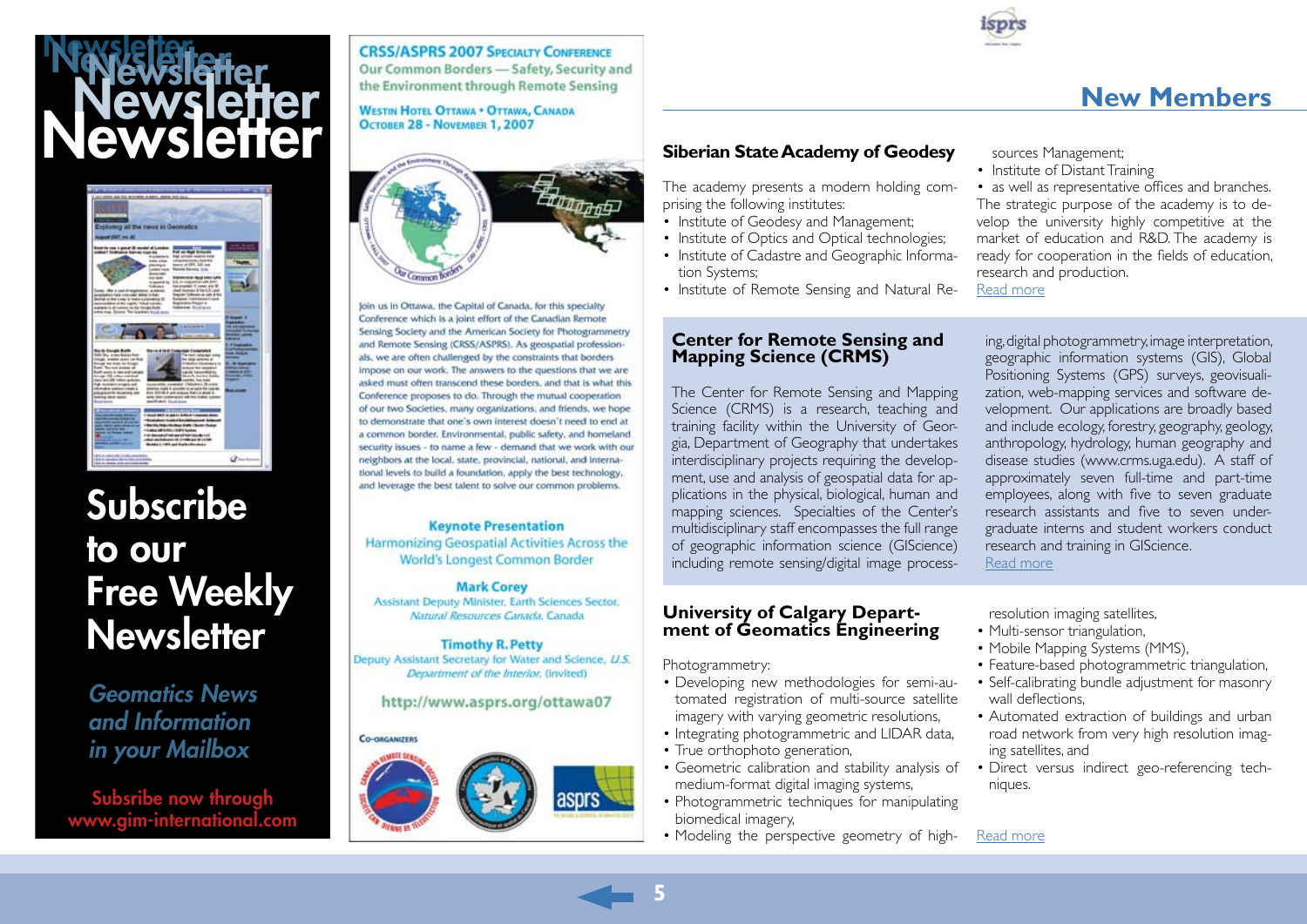Newsletter

Subscribe to our Free Weekly Newsletter

*Geomatics News and Information in your Mailbox*

Subsribe now through www.gim-international.com

**CRSS/ASPRS 2007 Specialty Conference**

Our Common Borders — Safety, Security and the Environment through Remote Sensing

Westin Hotel Ottawa • Ottawa, Canada
October 28 - November 1, 2007

Join us in Ottawa, the Capital of Canada, for this specialty Conference which is a joint effort of the Canadian Remote Sensing Society and the American Society for Photogrammetry and Remote Sensing (CRSS/ASPRS). As geospatial professionals, we are often challenged by the constraints that borders impose on our work. The answers to the questions that we are asked must often transcend these borders, and that is what this Conference proposes to do. Through the mutual cooperation of our two Societies, many organizations, and friends, we hope to demonstrate that one's own interest doesn't need to end at a common border. Environmental, public safety, and homeland security issues - to name a few - demand that we work with our neighbors at the local, state, provincial, national, and international levels to build a foundation, apply the best technology, and leverage the best talent to solve our common problems.

**Keynote Presentation**
Harmonizing Geospatial Activities Across the World's Longest Common Border

**Mark Corey**
Assistant Deputy Minister, Earth Sciences Sector, *Natural Resources Canada*, Canada

**Timothy R. Petty**
Deputy Assistant Secretary for Water and Science, *U.S. Department of the Interior*, (invited)

http://www.asprs.org/ottawa07

Co-organizers

# New Members

## Siberian State Academy of Geodesy

The academy presents a modern holding comprising the following institutes:

- Institute of Geodesy and Management;
- Institute of Optics and Optical technologies;
- Institute of Cadastre and Geographic Information Systems;
- Institute of Remote Sensing and Natural Resources Management;
- Institute of Distant Training
- as well as representative offices and branches.

The strategic purpose of the academy is to develop the university highly competitive at the market of education and R&D. The academy is ready for cooperation in the fields of education, research and production.

Read more

## Center for Remote Sensing and Mapping Science (CRMS)

The Center for Remote Sensing and Mapping Science (CRMS) is a research, teaching and training facility within the University of Georgia, Department of Geography that undertakes interdisciplinary projects requiring the development, use and analysis of geospatial data for applications in the physical, biological, human and mapping sciences. Specialties of the Center's multidisciplinary staff encompasses the full range of geographic information science (GIScience) including remote sensing/digital image processing, digital photogrammetry, image interpretation, geographic information systems (GIS), Global Positioning Systems (GPS) surveys, geovisualization, web-mapping services and software development. Our applications are broadly based and include ecology, forestry, geography, geology, anthropology, hydrology, human geography and disease studies (www.crms.uga.edu). A staff of approximately seven full-time and part-time employees, along with five to seven graduate research assistants and five to seven undergraduate interns and student workers conduct research and training in GIScience.

Read more

## University of Calgary Department of Geomatics Engineering

Photogrammetry:

- Developing new methodologies for semi-automated registration of multi-source satellite imagery with varying geometric resolutions,
- Integrating photogrammetric and LIDAR data,
- True orthophoto generation,
- Geometric calibration and stability analysis of medium-format digital imaging systems,
- Photogrammetric techniques for manipulating biomedical imagery,
- Modeling the perspective geometry of high-resolution imaging satellites,
- Multi-sensor triangulation,
- Mobile Mapping Systems (MMS),
- Feature-based photogrammetric triangulation,
- Self-calibrating bundle adjustment for masonry wall deflections,
- Automated extraction of buildings and urban road network from very high resolution imaging satellites, and
- Direct versus indirect geo-referencing techniques.

Read more